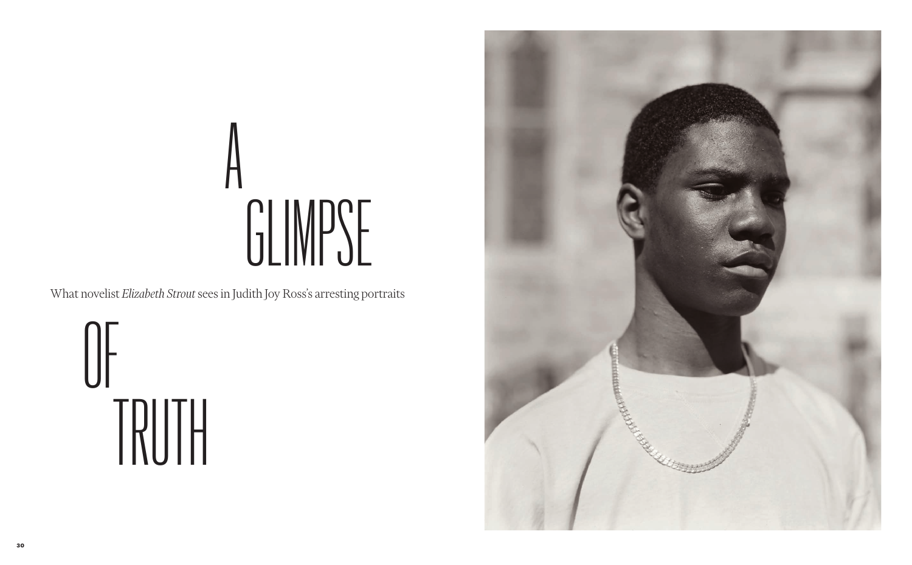# A GLIMPSE OF TRUTH

What novelist *Elizabeth Strout* sees in Judith Joy Ross's arresting portraits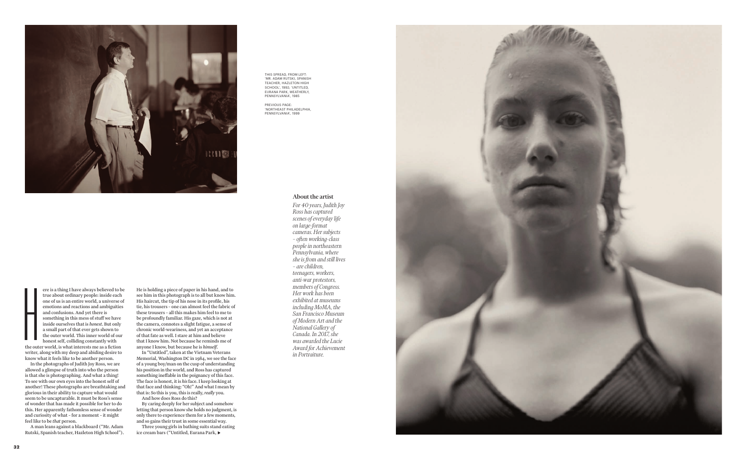THIS SPREAD, FROM LEFT: 'MR. ADAM RUTSKI, SPANISH TEACHER, HAZLETON HIGH SCHOOL', 1992; 'UNTITLED, EURANA PARK, WEATHERLY, PENNSYLVANIA', 1985

PREVIOUS PAGE: 'NORTHEAST PHILADELPHIA, PENNSYLVANIA', 1999

### About the artist

*For 40 years, Judith Joy Ross has captured scenes of everyday life on large-format cameras. Her subjects – often working-class people in northeastern Pennsylvania, where she is from and still lives – are children, teenagers, workers, anti-war protestors, members of Congress. Her work has been exhibited at museums including MoMA, the San Francisco Museum of Modern Art and the National Gallery of Canada. In 2017, she was awarded the Lucie Award for Achievement in Portraiture.*

Here is a thing I have always believed to be true about ordinary people: inside each one of us is an entire world, a universe of emotions and reactions and ambiguities and confusions. And yet there is something in this mess of stuff we have inside ourselves that is *honest*. But only a small part of that ever gets shown to the outer world. This inner world of our honest self, colliding constantly with the outer world, is what interests me as a fiction writer, along with my deep and abiding desire to know what it feels like to be another person.

In the photographs of Judith Joy Ross, we are allowed a glimpse of truth into who the person is that she is photographing. And what a thing! To see with our own eyes into the honest self of another! These photographs are breathtaking and glorious in their ability to capture what would seem to be uncapturable. It must be Ross's sense of wonder that has made it possible for her to do this. Her apparently fathomless sense of wonder and curiosity of what – for a moment – it might feel like to be *that* person.

A man leans against a blackboard ("Mr. Adam Rutski, Spanish teacher, Hazleton High School"). He is holding a piece of paper in his hand, and to see him in this photograph is to all but know him. His haircut, the tip of his nose in its profile, his tie, his trousers – one can almost feel the fabric of these trousers – all this makes him feel to me to be profoundly familiar. His gaze, which is not at the camera, connotes a slight fatigue, a sense of chronic world-weariness, and yet an acceptance of that fate as well. I stare at him and believe that I know him. Not because he reminds me of anyone I know, but because he is *himself*.

In "Untitled", taken at the Vietnam Veterans Memorial, Washington DC in 1984, we see the face of a young boy/man on the cusp of understanding his position in the world, and Ross has captured something ineffable in the poignancy of this face. The face is honest, it is *his* face. I keep looking at that face and thinking: "Oh!" And what I mean by that is: So this is you, this is really, *really* you.

And how does Ross do this?

By caring deeply for her subject and somehow letting that person know she holds no judgment, is only there to experience them for a few moments, and so gains their trust in some essential way.

Three young girls in bathing suits stand eating ice cream bars ("Untitled, Eurana Park, ▶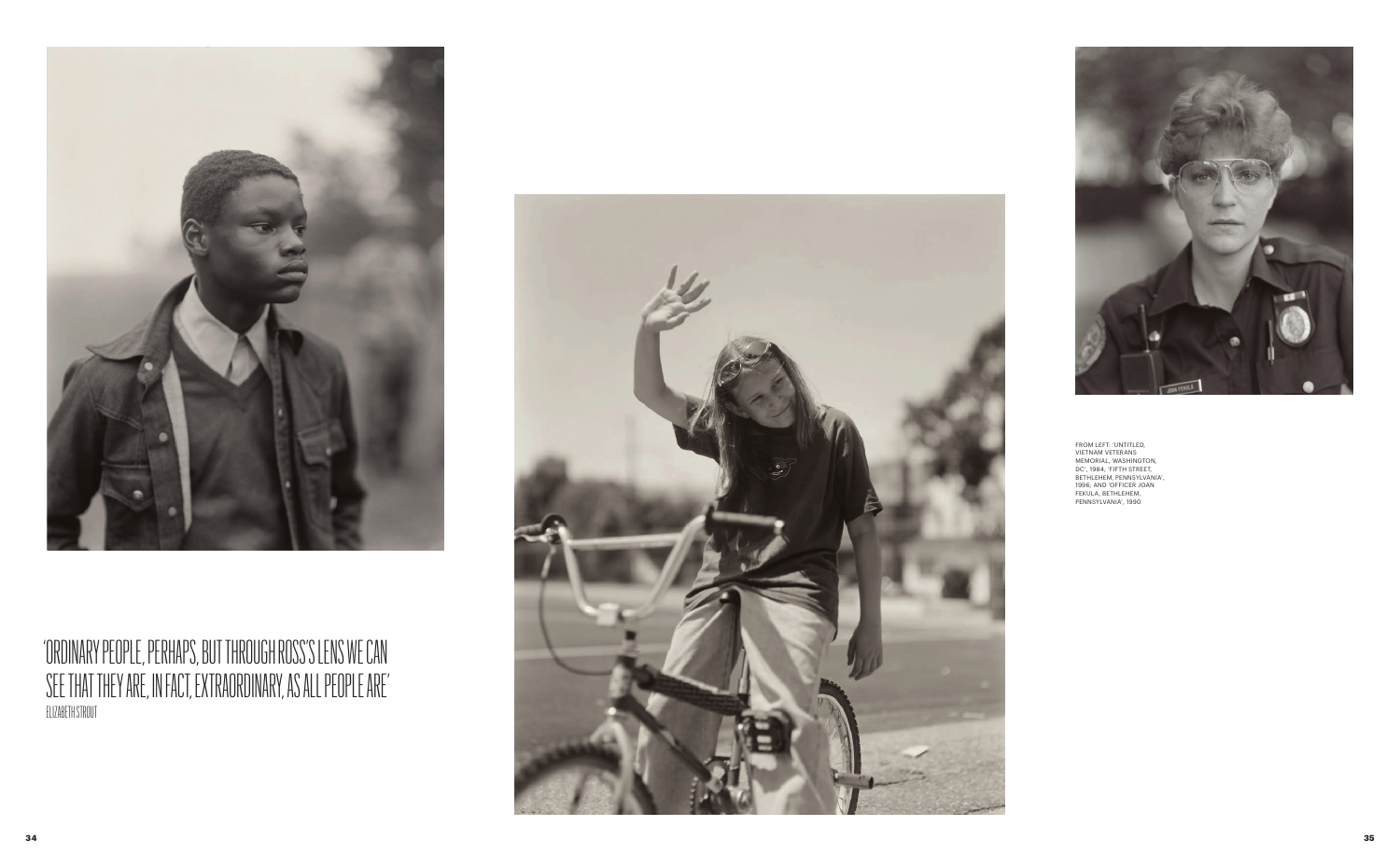'ORDINARY PEOPLE, PERHAPS, BUT THROUGH ROSS'S LENS WE CAN SEE THAT THEY ARE, IN FACT, EXTRAORDINARY, AS ALL PEOPLE ARE'

ELIZABETH STROUT

FROM LEFT: 'UNTITLED, VIETNAM VETERANS MEMORIAL, WASHINGTON, DC', 1984; 'FIFTH STREET, BETHLEHEM, PENNSYLVANIA', 1996; AND 'OFFICER JOAN FEKULA, BETHLEHEM, PENNSYLVANIA', 1990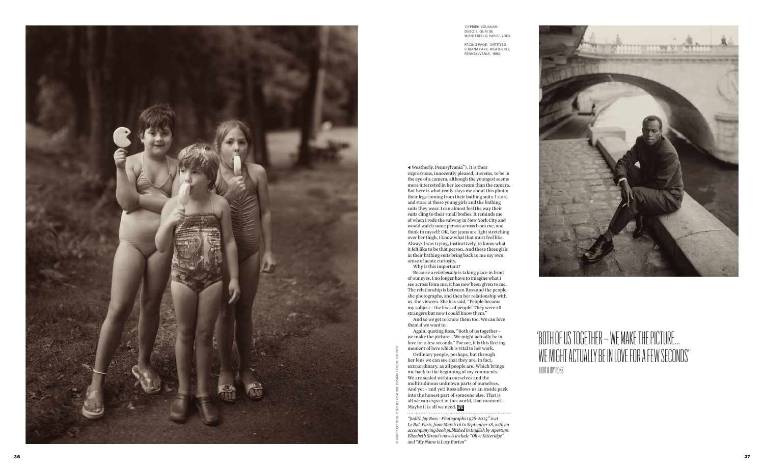'CYPRIEN KOUAKAM-DUBOIS, QUAI DE MONTEBELLO, PARIS', 2003

FACING PAGE: 'UNTITLED, EURANA PARK, WEATHERLY, PENNSYLVANIA', 1982

◀ Weatherly, Pennsylvania"). It is their expressions, innocently pleased, it seems, to be in the eye of a camera, although the youngest seems more interested in her ice cream than the camera. But here is what really slays me about this photo: their legs coming from their bathing suits. I stare and stare at these young girls and the bathing suits they wear. I can almost feel the way their suits cling to their small bodies. It reminds me of when I rode the subway in New York City and would watch some person across from me, and think to myself: OK, her jeans are tight stretching over her thigh, I know what that must feel like. Always I was trying, instinctively, to know what it felt like to be that person. And these three girls in their bathing suits bring back to me my own sense of acute curiosity.

Why is this important?

Because a *relationship* is taking place in front of our eyes. I no longer have to imagine what I see across from me, it has now been given to me. The relationship is between Ross and the people she photographs, and then her relationship with us, the viewers. She has said, "People became my subject – the lives of people! They were all strangers but now I could know them."

And so we get to know them too. We can love them if we want to.

Again, quoting Ross, "Both of us together – we make the picture... We might actually be in love for a few seconds." For me, it is this fleeting moment of love which is vital to her work.

Ordinary people, perhaps, but through her lens we can see that they are, in fact, extraordinary, as all people are. Which brings me back to the beginning of my comments. We are sealed within ourselves and the multitudinous unknown parts of ourselves. And yet – and yet! Ross allows us an inside peek into the honest part of someone else. That is all we can expect in this world, that moment. Maybe it is all we need. FT

*"Judith Joy Ross – Photographs 1978-2015" is at Le Bal, Paris, from March 16 to September 18, with an accompanying book published in English by Aperture. Elizabeth Strout's novels include "Olive Kitteridge" and "My Name is Lucy Barton"*

© JUDITH JOY ROSS, COURTESY GALERIE THOMAS ZANDER, COLOGNE

## 'BOTH OF US TOGETHER – WE MAKE THE PICTURE... WE MIGHT ACTUALLY BE IN LOVE FOR A FEW SECONDS'

JUDITH JOY ROSS